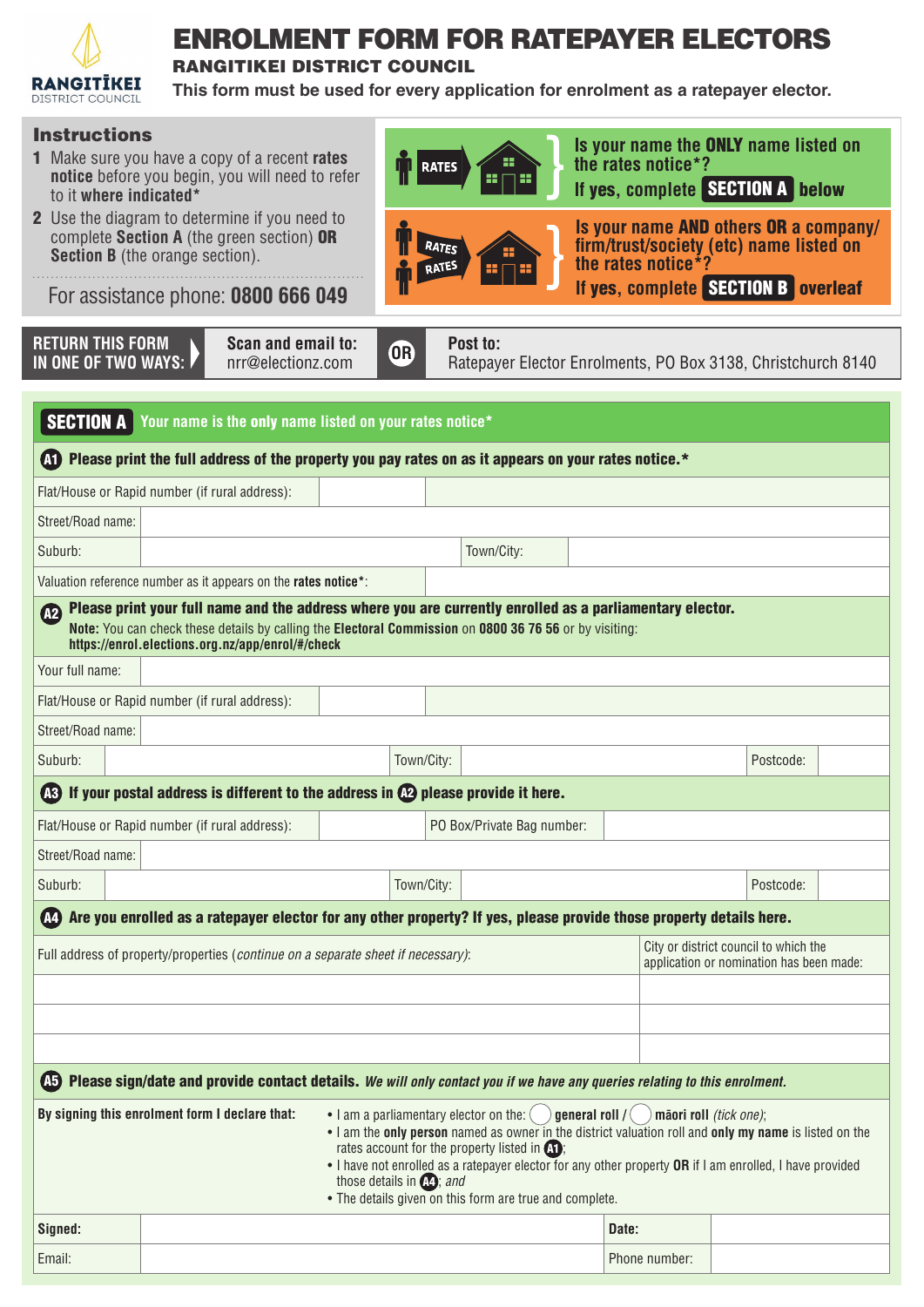RANGITĪKEI DISTRICT COUNCIL

# ENROLMENT FORM FOR RATEPAYER ELECTORS

## RANGITIKEI DISTRICT COUNCIL

**This form must be used for every application for enrolment as a ratepayer elector.**

### Instructions

1. Make sure you have a copy of a recent **rates notice** before you begin, you will need to refer to it **where indicated***
2. Use the diagram to determine if you need to complete **Section A** (the green section) **OR Section B** (the orange section).

For assistance phone: **0800 666 049**

RATES → **Is your name the ONLY name listed on the rates notice*?** If yes, complete **SECTION A** below

RATES / RATES → **Is your name AND others OR a company/ firm/trust/society (etc) name listed on the rates notice*?** If yes, complete **SECTION B** overleaf

**RETURN THIS FORM IN ONE OF TWO WAYS:** **Scan and email to:** nrr@electionz.com **OR** **Post to:** Ratepayer Elector Enrolments, PO Box 3138, Christchurch 8140

## SECTION A  Your name is the only name listed on your rates notice*

**A1 Please print the full address of the property you pay rates on as it appears on your rates notice.***

| | | | |
|---|---|---|---|
| Flat/House or Rapid number (if rural address): | | | |
| Street/Road name: | | | |
| Suburb: | | Town/City: | |
| Valuation reference number as it appears on the **rates notice***: | | | |

**A2 Please print your full name and the address where you are currently enrolled as a parliamentary elector.**
**Note:** You can check these details by calling the **Electoral Commission** on **0800 36 76 56** or by visiting: **https://enrol.elections.org.nz/app/enrol/#/check**

| | | | | | |
|---|---|---|---|---|---|
| Your full name: | | | | | |
| Flat/House or Rapid number (if rural address): | | | | | |
| Street/Road name: | | | | | |
| Suburb: | | Town/City: | | Postcode: | |

**A3 If your postal address is different to the address in A2 please provide it here.**

| | | | | | |
|---|---|---|---|---|---|
| Flat/House or Rapid number (if rural address): | | PO Box/Private Bag number: | | | |
| Street/Road name: | | | | | |
| Suburb: | | Town/City: | | Postcode: | |

**A4 Are you enrolled as a ratepayer elector for any other property? If yes, please provide those property details here.**

| Full address of property/properties (*continue on a separate sheet if necessary*): | City or district council to which the application or nomination has been made: |
|---|---|
| | |
| | |
| | |

**A5 Please sign/date and provide contact details.** ***We will only contact you if we have any queries relating to this enrolment.***

**By signing this enrolment form I declare that:**

- I am a parliamentary elector on the: ◯ **general roll** / ◯ **māori roll** *(tick one)*;
- I am the **only person** named as owner in the district valuation roll and **only my name** is listed on the rates account for the property listed in **A1**;
- I have not enrolled as a ratepayer elector for any other property **OR** if I am enrolled, I have provided those details in **A4**; *and*
- The details given on this form are true and complete.

| | | | |
|---|---|---|---|
| **Signed:** | | **Date:** | |
| Email: | | Phone number: | |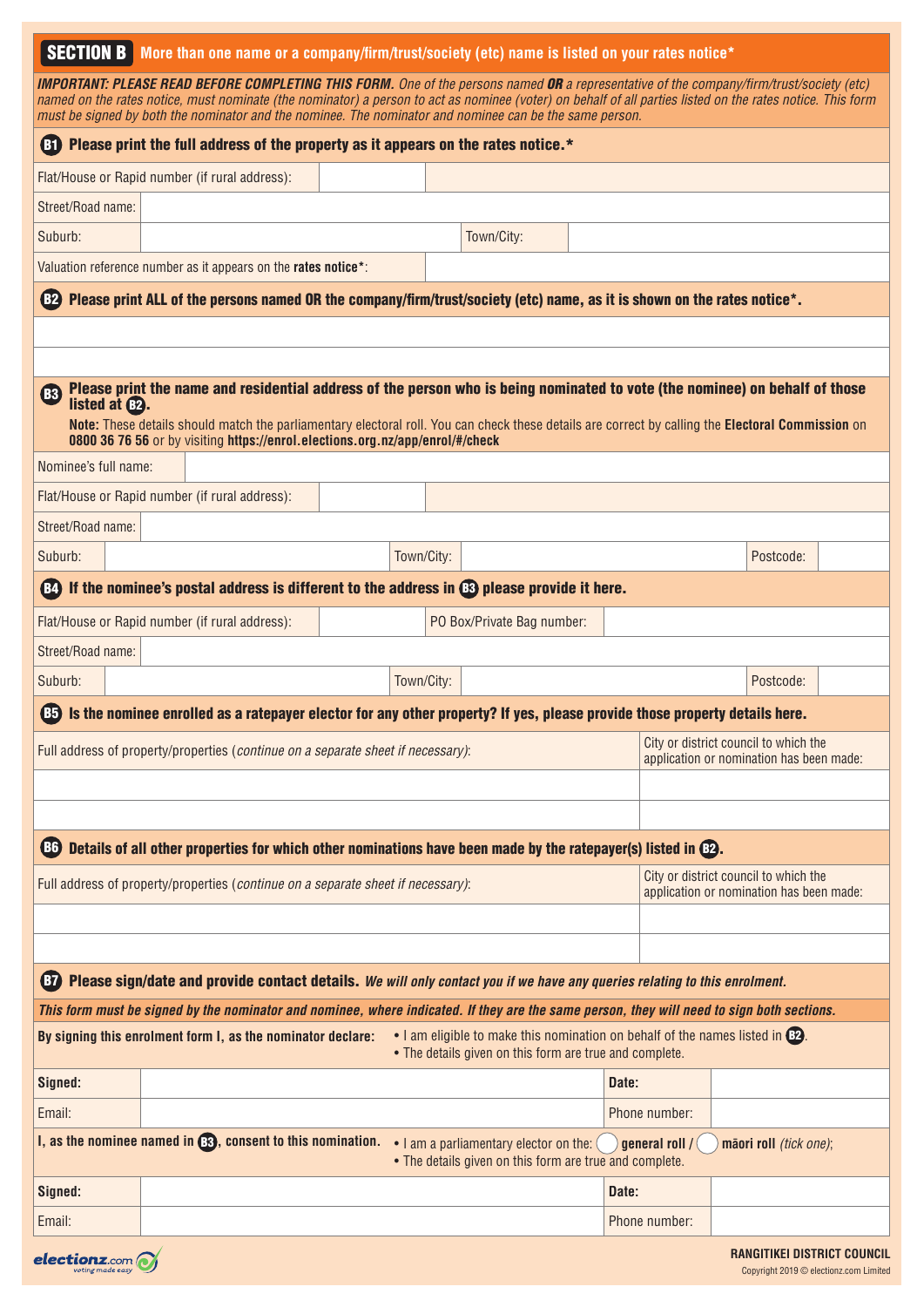## SECTION B More than one name or a company/firm/trust/society (etc) name is listed on your rates notice*

***IMPORTANT: PLEASE READ BEFORE COMPLETING THIS FORM.*** *One of the persons named* ***OR*** *a representative of the company/firm/trust/society (etc) named on the rates notice, must nominate (the nominator) a person to act as nominee (voter) on behalf of all parties listed on the rates notice. This form must be signed by both the nominator and the nominee. The nominator and nominee can be the same person.*

### B1 Please print the full address of the property as it appears on the rates notice.*

| | | | |
|---|---|---|---|
| Flat/House or Rapid number (if rural address): | | | |
| Street/Road name: | | | |
| Suburb: | | Town/City: | |
| Valuation reference number as it appears on the **rates notice***: | | | |

### B2 Please print ALL of the persons named OR the company/firm/trust/society (etc) name, as it is shown on the rates notice*.

| |
|---|
| |
| |

### B3 Please print the name and residential address of the person who is being nominated to vote (the nominee) on behalf of those listed at B2.

**Note:** These details should match the parliamentary electoral roll. You can check these details are correct by calling the **Electoral Commission** on **0800 36 76 56** or by visiting **https://enrol.elections.org.nz/app/enrol/#/check**

| | | | | | |
|---|---|---|---|---|---|
| Nominee's full name: | | | | | |
| Flat/House or Rapid number (if rural address): | | | | | |
| Street/Road name: | | | | | |
| Suburb: | | Town/City: | | Postcode: | |

### B4 If the nominee's postal address is different to the address in B3 please provide it here.

| | | | | | |
|---|---|---|---|---|---|
| Flat/House or Rapid number (if rural address): | | PO Box/Private Bag number: | | | |
| Street/Road name: | | | | | |
| Suburb: | | Town/City: | | Postcode: | |

### B5 Is the nominee enrolled as a ratepayer elector for any other property? If yes, please provide those property details here.

| Full address of property/properties (*continue on a separate sheet if necessary*): | City or district council to which the application or nomination has been made: |
|---|---|
| | |
| | |

### B6 Details of all other properties for which other nominations have been made by the ratepayer(s) listed in B2.

| Full address of property/properties (*continue on a separate sheet if necessary*): | City or district council to which the application or nomination has been made: |
|---|---|
| | |
| | |

### B7 Please sign/date and provide contact details. *We will only contact you if we have any queries relating to this enrolment.*

***This form must be signed by the nominator and nominee, where indicated. If they are the same person, they will need to sign both sections.***

**By signing this enrolment form I, as the nominator declare:**
- I am eligible to make this nomination on behalf of the names listed in B2.
- The details given on this form are true and complete.

| | | | |
|---|---|---|---|
| **Signed:** | | **Date:** | |
| Email: | | Phone number: | |

**I, as the nominee named in B3, consent to this nomination.**
- I am a parliamentary elector on the: ◯ **general roll** / ◯ **māori roll** *(tick one)*;
- The details given on this form are true and complete.

| | | | |
|---|---|---|---|
| **Signed:** | | **Date:** | |
| Email: | | Phone number: | |

electionz.com voting made easy

RANGITIKEI DISTRICT COUNCIL

Copyright 2019 © electionz.com Limited